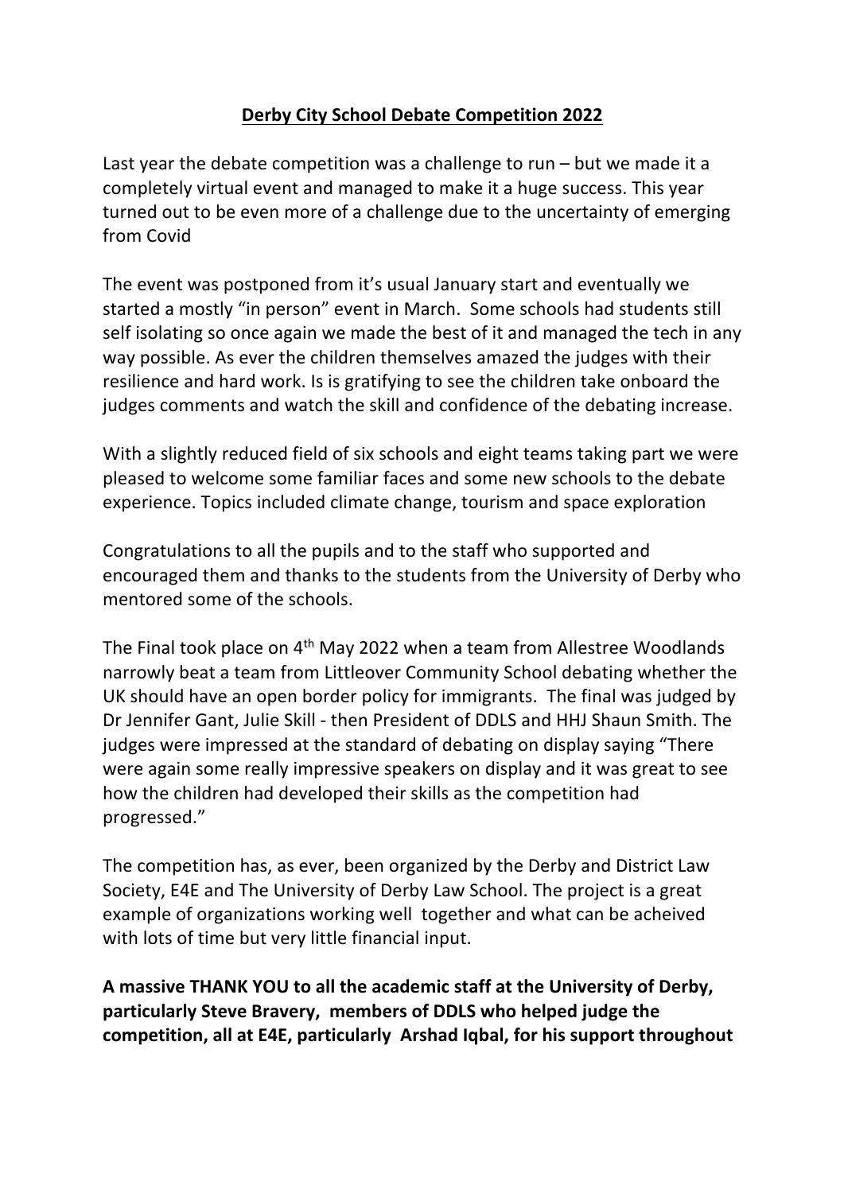**Derby City School Debate Competition 2022**

Last year the debate competition was a challenge to run – but we made it a completely virtual event and managed to make it a huge success. This year turned out to be even more of a challenge due to the uncertainty of emerging from Covid

The event was postponed from it's usual January start and eventually we started a mostly "in person" event in March. Some schools had students still self isolating so once again we made the best of it and managed the tech in any way possible. As ever the children themselves amazed the judges with their resilience and hard work. Is is gratifying to see the children take onboard the judges comments and watch the skill and confidence of the debating increase.

With a slightly reduced field of six schools and eight teams taking part we were pleased to welcome some familiar faces and some new schools to the debate experience. Topics included climate change, tourism and space exploration

Congratulations to all the pupils and to the staff who supported and encouraged them and thanks to the students from the University of Derby who mentored some of the schools.

The Final took place on 4th May 2022 when a team from Allestree Woodlands narrowly beat a team from Littleover Community School debating whether the UK should have an open border policy for immigrants. The final was judged by Dr Jennifer Gant, Julie Skill - then President of DDLS and HHJ Shaun Smith. The judges were impressed at the standard of debating on display saying "There were again some really impressive speakers on display and it was great to see how the children had developed their skills as the competition had progressed."

The competition has, as ever, been organized by the Derby and District Law Society, E4E and The University of Derby Law School. The project is a great example of organizations working well together and what can be acheived with lots of time but very little financial input.

**A massive THANK YOU to all the academic staff at the University of Derby, particularly Steve Bravery, members of DDLS who helped judge the competition, all at E4E, particularly Arshad Iqbal, for his support throughout**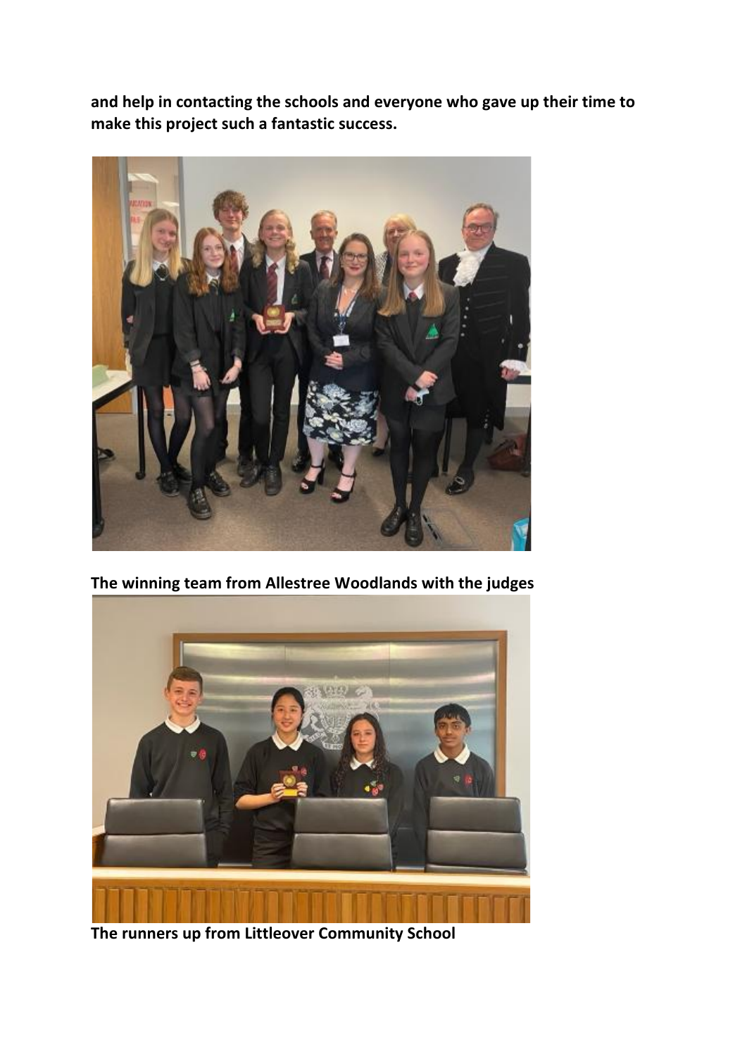**and help in contacting the schools and everyone who gave up their time to make this project such a fantastic success.**

**The winning team from Allestree Woodlands with the judges**

**The runners up from Littleover Community School**